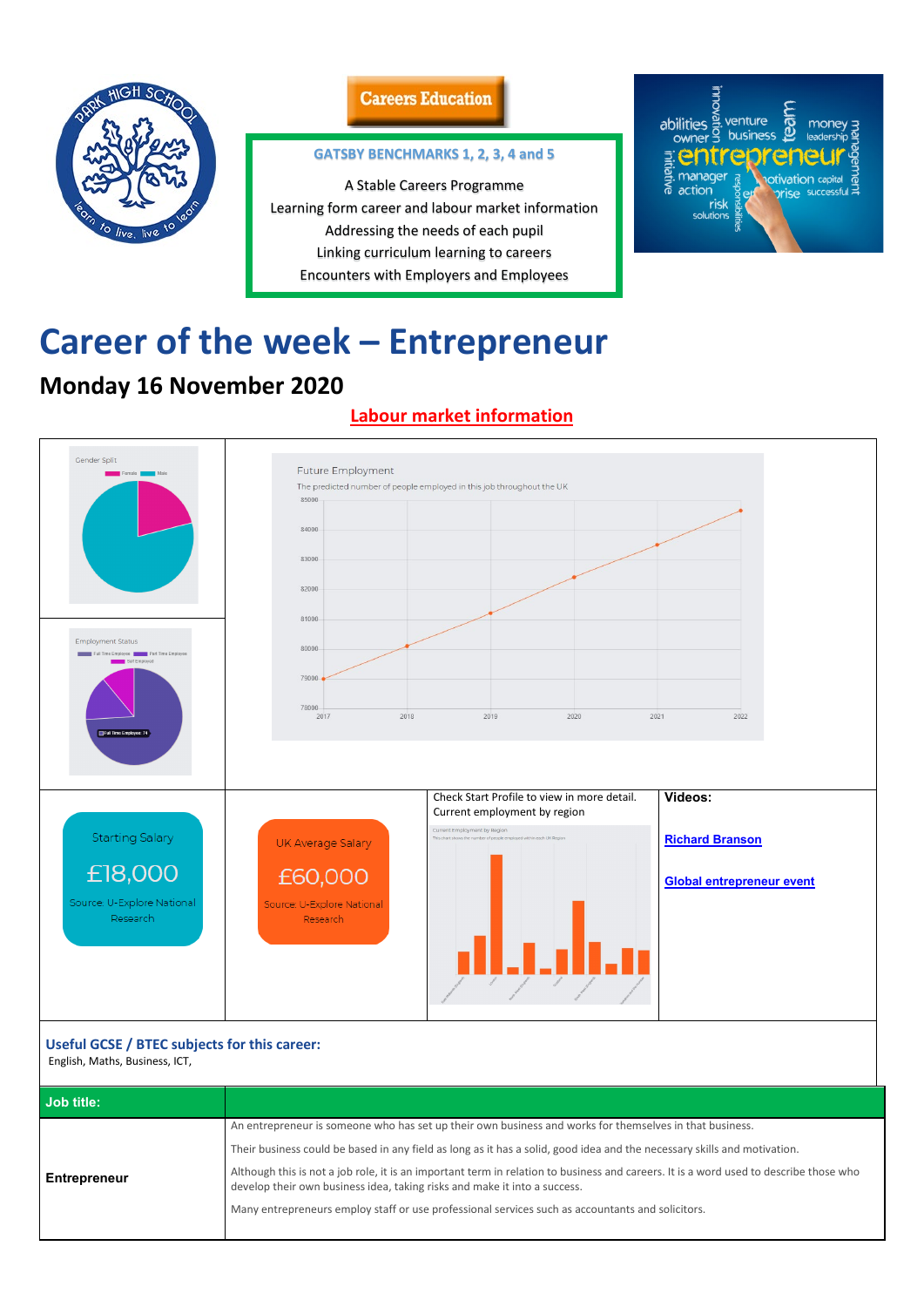Careers Education

**GATSBY BENCHMARKS 1, 2, 3, 4 and 5**

A Stable Careers Programme
Learning form career and labour market information
Addressing the needs of each pupil
Linking curriculum learning to careers
Encounters with Employers and Employees

# Career of the week – Entrepreneur

## Monday 16 November 2020

### Labour market information

Gender Split

Employment Status

Future Employment
The predicted number of people employed in this job throughout the UK

Starting Salary
£18,000
Source: U-Explore National Research

UK Average Salary
£60,000
Source: U-Explore National Research

Check Start Profile to view in more detail.
Current employment by region

**Videos:**

Richard Branson

Global entrepreneur event

**Useful GCSE / BTEC subjects for this career:**
English, Maths, Business, ICT,

| Job title: | |
|---|---|
| **Entrepreneur** | An entrepreneur is someone who has set up their own business and works for themselves in that business.<br>Their business could be based in any field as long as it has a solid, good idea and the necessary skills and motivation.<br>Although this is not a job role, it is an important term in relation to business and careers. It is a word used to describe those who develop their own business idea, taking risks and make it into a success.<br>Many entrepreneurs employ staff or use professional services such as accountants and solicitors. |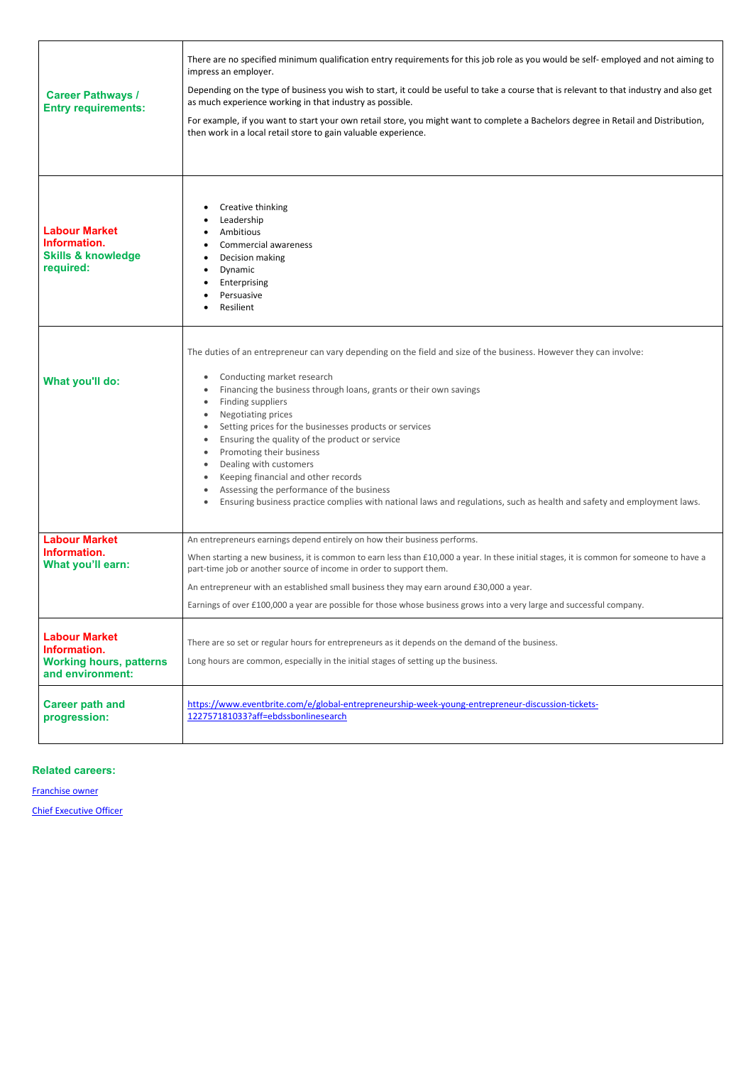| | |
|---|---|
| **Career Pathways / Entry requirements:** | There are no specified minimum qualification entry requirements for this job role as you would be self- employed and not aiming to impress an employer.<br><br>Depending on the type of business you wish to start, it could be useful to take a course that is relevant to that industry and also get as much experience working in that industry as possible.<br><br>For example, if you want to start your own retail store, you might want to complete a Bachelors degree in Retail and Distribution, then work in a local retail store to gain valuable experience. |
| **Labour Market Information. Skills & knowledge required:** | • Creative thinking<br>• Leadership<br>• Ambitious<br>• Commercial awareness<br>• Decision making<br>• Dynamic<br>• Enterprising<br>• Persuasive<br>• Resilient |
| **What you'll do:** | The duties of an entrepreneur can vary depending on the field and size of the business. However they can involve:<br><br>• Conducting market research<br>• Financing the business through loans, grants or their own savings<br>• Finding suppliers<br>• Negotiating prices<br>• Setting prices for the businesses products or services<br>• Ensuring the quality of the product or service<br>• Promoting their business<br>• Dealing with customers<br>• Keeping financial and other records<br>• Assessing the performance of the business<br>• Ensuring business practice complies with national laws and regulations, such as health and safety and employment laws. |
| **Labour Market Information. What you'll earn:** | An entrepreneurs earnings depend entirely on how their business performs.<br><br>When starting a new business, it is common to earn less than £10,000 a year. In these initial stages, it is common for someone to have a part-time job or another source of income in order to support them.<br><br>An entrepreneur with an established small business they may earn around £30,000 a year.<br><br>Earnings of over £100,000 a year are possible for those whose business grows into a very large and successful company. |
| **Labour Market Information. Working hours, patterns and environment:** | There are so set or regular hours for entrepreneurs as it depends on the demand of the business.<br><br>Long hours are common, especially in the initial stages of setting up the business. |
| **Career path and progression:** | https://www.eventbrite.com/e/global-entrepreneurship-week-young-entrepreneur-discussion-tickets-122757181033?aff=ebdssbonlinesearch |

**Related careers:**

Franchise owner

Chief Executive Officer